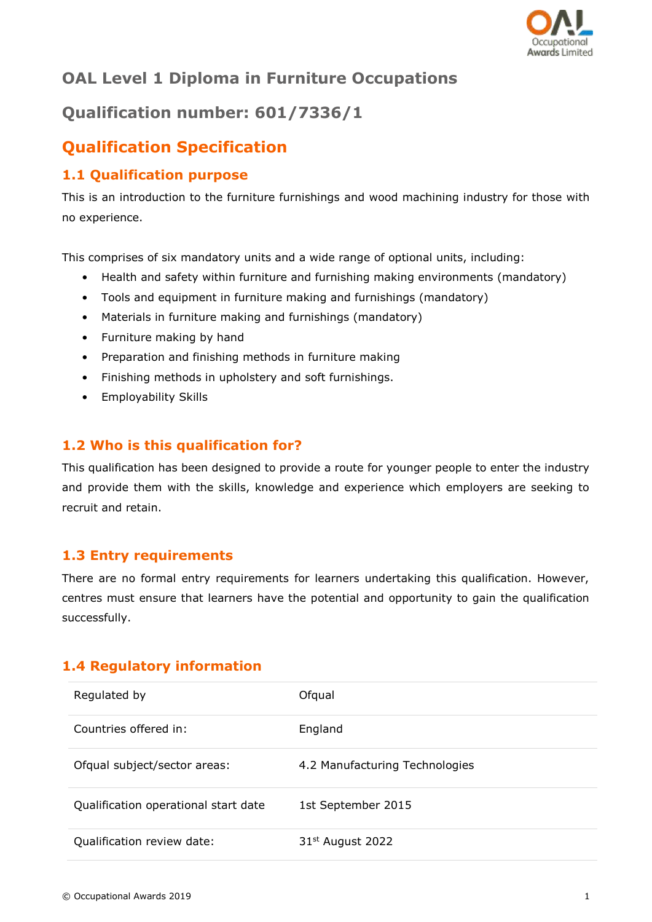# OAL Level 1 Diploma in Furniture Occupations

# Qualification number: 601/7336/1

## Qualification Specification

### 1.1 Qualification purpose

This is an introduction to the furniture furnishings and wood machining industry for those with no experience.

This comprises of six mandatory units and a wide range of optional units, including:

- Health and safety within furniture and furnishing making environments (mandatory)
- Tools and equipment in furniture making and furnishings (mandatory)
- Materials in furniture making and furnishings (mandatory)
- Furniture making by hand
- Preparation and finishing methods in furniture making
- Finishing methods in upholstery and soft furnishings.
- Employability Skills

### 1.2 Who is this qualification for?

This qualification has been designed to provide a route for younger people to enter the industry and provide them with the skills, knowledge and experience which employers are seeking to recruit and retain.

### 1.3 Entry requirements

There are no formal entry requirements for learners undertaking this qualification. However, centres must ensure that learners have the potential and opportunity to gain the qualification successfully.

### 1.4 Regulatory information

| | |
|---|---|
| Regulated by | Ofqual |
| Countries offered in: | England |
| Ofqual subject/sector areas: | 4.2 Manufacturing Technologies |
| Qualification operational start date | 1st September 2015 |
| Qualification review date: | 31st August 2022 |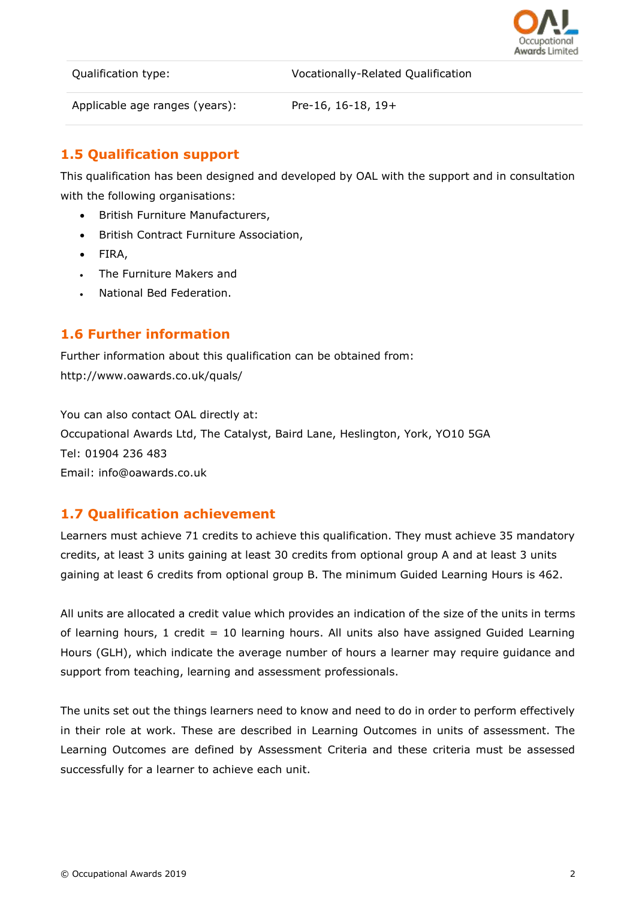| Qualification type: | Vocationally-Related Qualification |
| --- | --- |
| Applicable age ranges (years): | Pre-16, 16-18, 19+ |

## 1.5 Qualification support

This qualification has been designed and developed by OAL with the support and in consultation with the following organisations:

- British Furniture Manufacturers,
- British Contract Furniture Association,
- FIRA,
- The Furniture Makers and
- National Bed Federation.

## 1.6 Further information

Further information about this qualification can be obtained from:
http://www.oawards.co.uk/quals/

You can also contact OAL directly at:
Occupational Awards Ltd, The Catalyst, Baird Lane, Heslington, York, YO10 5GA
Tel: 01904 236 483
Email: info@oawards.co.uk

## 1.7 Qualification achievement

Learners must achieve 71 credits to achieve this qualification. They must achieve 35 mandatory credits, at least 3 units gaining at least 30 credits from optional group A and at least 3 units gaining at least 6 credits from optional group B. The minimum Guided Learning Hours is 462.

All units are allocated a credit value which provides an indication of the size of the units in terms of learning hours, 1 credit = 10 learning hours. All units also have assigned Guided Learning Hours (GLH), which indicate the average number of hours a learner may require guidance and support from teaching, learning and assessment professionals.

The units set out the things learners need to know and need to do in order to perform effectively in their role at work. These are described in Learning Outcomes in units of assessment. The Learning Outcomes are defined by Assessment Criteria and these criteria must be assessed successfully for a learner to achieve each unit.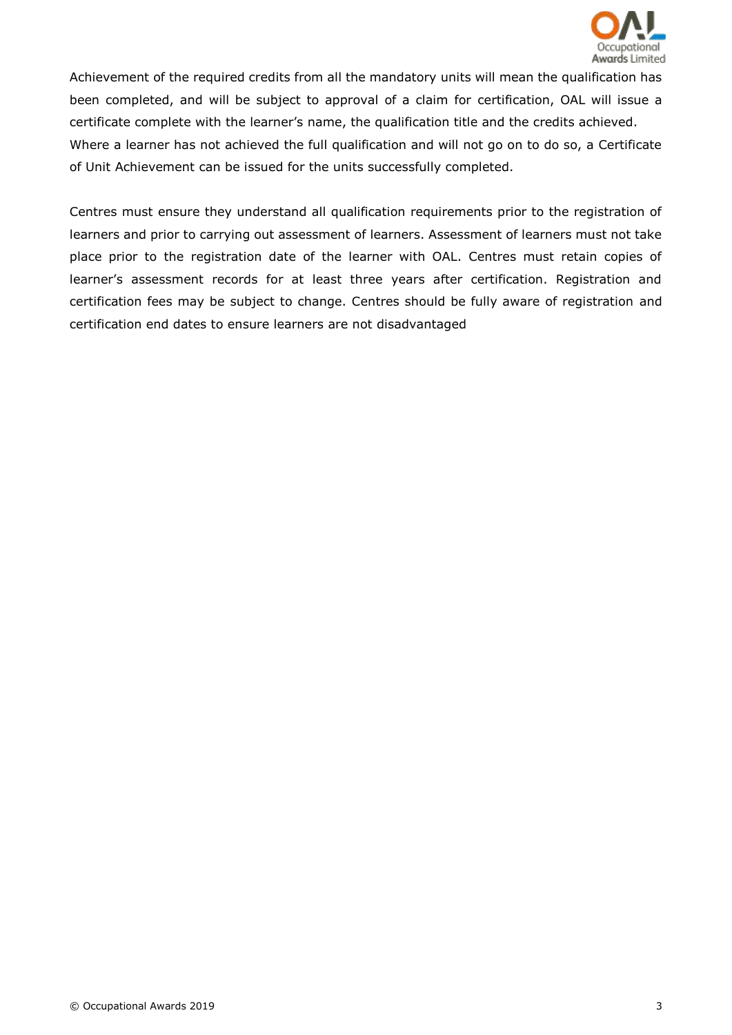Achievement of the required credits from all the mandatory units will mean the qualification has been completed, and will be subject to approval of a claim for certification, OAL will issue a certificate complete with the learner's name, the qualification title and the credits achieved. Where a learner has not achieved the full qualification and will not go on to do so, a Certificate of Unit Achievement can be issued for the units successfully completed.

Centres must ensure they understand all qualification requirements prior to the registration of learners and prior to carrying out assessment of learners. Assessment of learners must not take place prior to the registration date of the learner with OAL. Centres must retain copies of learner's assessment records for at least three years after certification. Registration and certification fees may be subject to change. Centres should be fully aware of registration and certification end dates to ensure learners are not disadvantaged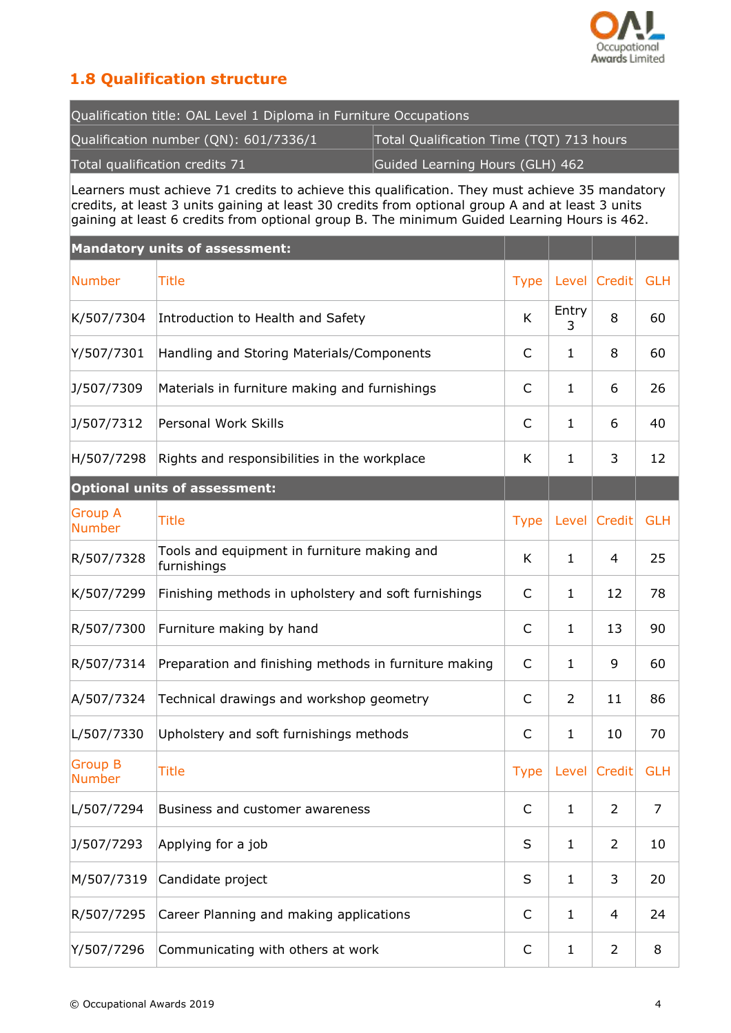## 1.8 Qualification structure

| Qualification title: OAL Level 1 Diploma in Furniture Occupations | |
|---|---|
| Qualification number (QN): 601/7336/1 | Total Qualification Time (TQT) 713 hours |
| Total qualification credits 71 | Guided Learning Hours (GLH) 462 |

Learners must achieve 71 credits to achieve this qualification. They must achieve 35 mandatory credits, at least 3 units gaining at least 30 credits from optional group A and at least 3 units gaining at least 6 credits from optional group B. The minimum Guided Learning Hours is 462.

| **Mandatory units of assessment:** | | | | | |
|---|---|---|---|---|---|
| Number | Title | Type | Level | Credit | GLH |
| K/507/7304 | Introduction to Health and Safety | K | Entry 3 | 8 | 60 |
| Y/507/7301 | Handling and Storing Materials/Components | C | 1 | 8 | 60 |
| J/507/7309 | Materials in furniture making and furnishings | C | 1 | 6 | 26 |
| J/507/7312 | Personal Work Skills | C | 1 | 6 | 40 |
| H/507/7298 | Rights and responsibilities in the workplace | K | 1 | 3 | 12 |
| **Optional units of assessment:** | | | | | |
| Group A Number | Title | Type | Level | Credit | GLH |
| R/507/7328 | Tools and equipment in furniture making and furnishings | K | 1 | 4 | 25 |
| K/507/7299 | Finishing methods in upholstery and soft furnishings | C | 1 | 12 | 78 |
| R/507/7300 | Furniture making by hand | C | 1 | 13 | 90 |
| R/507/7314 | Preparation and finishing methods in furniture making | C | 1 | 9 | 60 |
| A/507/7324 | Technical drawings and workshop geometry | C | 2 | 11 | 86 |
| L/507/7330 | Upholstery and soft furnishings methods | C | 1 | 10 | 70 |
| Group B Number | Title | Type | Level | Credit | GLH |
| L/507/7294 | Business and customer awareness | C | 1 | 2 | 7 |
| J/507/7293 | Applying for a job | S | 1 | 2 | 10 |
| M/507/7319 | Candidate project | S | 1 | 3 | 20 |
| R/507/7295 | Career Planning and making applications | C | 1 | 4 | 24 |
| Y/507/7296 | Communicating with others at work | C | 1 | 2 | 8 |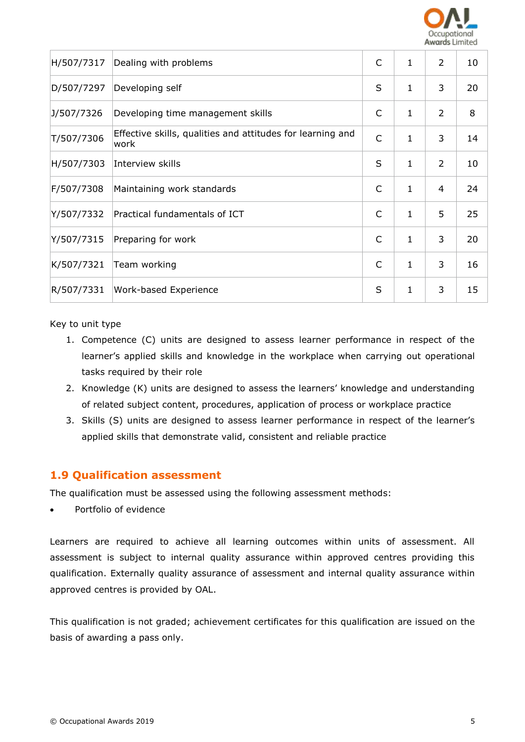| | | | | | |
|---|---|---|---|---|---|
| H/507/7317 | Dealing with problems | C | 1 | 2 | 10 |
| D/507/7297 | Developing self | S | 1 | 3 | 20 |
| J/507/7326 | Developing time management skills | C | 1 | 2 | 8 |
| T/507/7306 | Effective skills, qualities and attitudes for learning and work | C | 1 | 3 | 14 |
| H/507/7303 | Interview skills | S | 1 | 2 | 10 |
| F/507/7308 | Maintaining work standards | C | 1 | 4 | 24 |
| Y/507/7332 | Practical fundamentals of ICT | C | 1 | 5 | 25 |
| Y/507/7315 | Preparing for work | C | 1 | 3 | 20 |
| K/507/7321 | Team working | C | 1 | 3 | 16 |
| R/507/7331 | Work-based Experience | S | 1 | 3 | 15 |

Key to unit type

1. Competence (C) units are designed to assess learner performance in respect of the learner's applied skills and knowledge in the workplace when carrying out operational tasks required by their role
2. Knowledge (K) units are designed to assess the learners' knowledge and understanding of related subject content, procedures, application of process or workplace practice
3. Skills (S) units are designed to assess learner performance in respect of the learner's applied skills that demonstrate valid, consistent and reliable practice

## 1.9 Qualification assessment

The qualification must be assessed using the following assessment methods:

- Portfolio of evidence

Learners are required to achieve all learning outcomes within units of assessment. All assessment is subject to internal quality assurance within approved centres providing this qualification. Externally quality assurance of assessment and internal quality assurance within approved centres is provided by OAL.

This qualification is not graded; achievement certificates for this qualification are issued on the basis of awarding a pass only.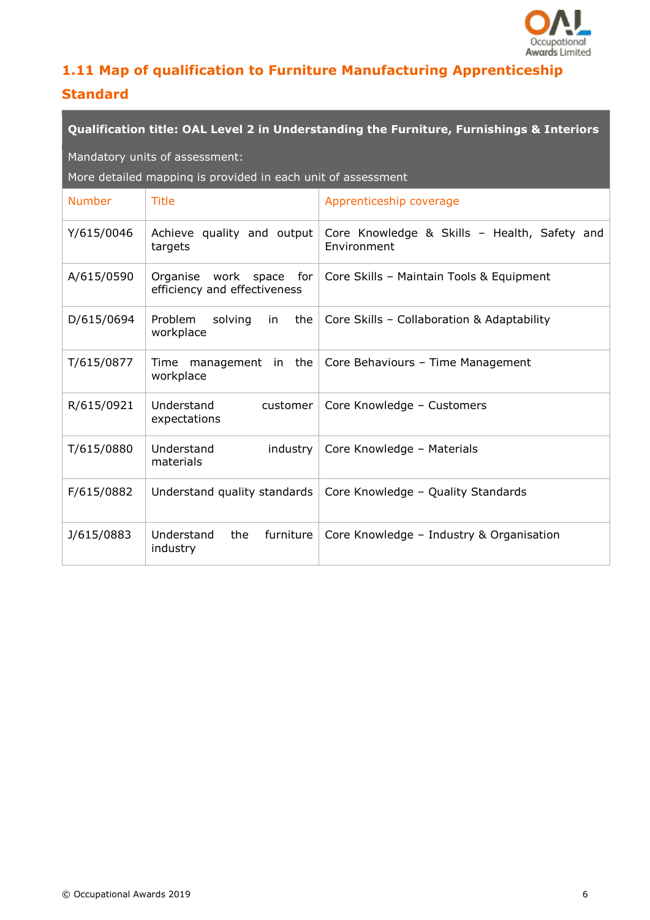## 1.11 Map of qualification to Furniture Manufacturing Apprenticeship Standard

| **Qualification title: OAL Level 2 in Understanding the Furniture, Furnishings & Interiors**<br>Mandatory units of assessment:<br>More detailed mapping is provided in each unit of assessment | | |
|---|---|---|
| Number | Title | Apprenticeship coverage |
| Y/615/0046 | Achieve quality and output targets | Core Knowledge & Skills – Health, Safety and Environment |
| A/615/0590 | Organise work space for efficiency and effectiveness | Core Skills – Maintain Tools & Equipment |
| D/615/0694 | Problem solving in the workplace | Core Skills – Collaboration & Adaptability |
| T/615/0877 | Time management in the workplace | Core Behaviours – Time Management |
| R/615/0921 | Understand customer expectations | Core Knowledge – Customers |
| T/615/0880 | Understand industry materials | Core Knowledge – Materials |
| F/615/0882 | Understand quality standards | Core Knowledge – Quality Standards |
| J/615/0883 | Understand the furniture industry | Core Knowledge – Industry & Organisation |